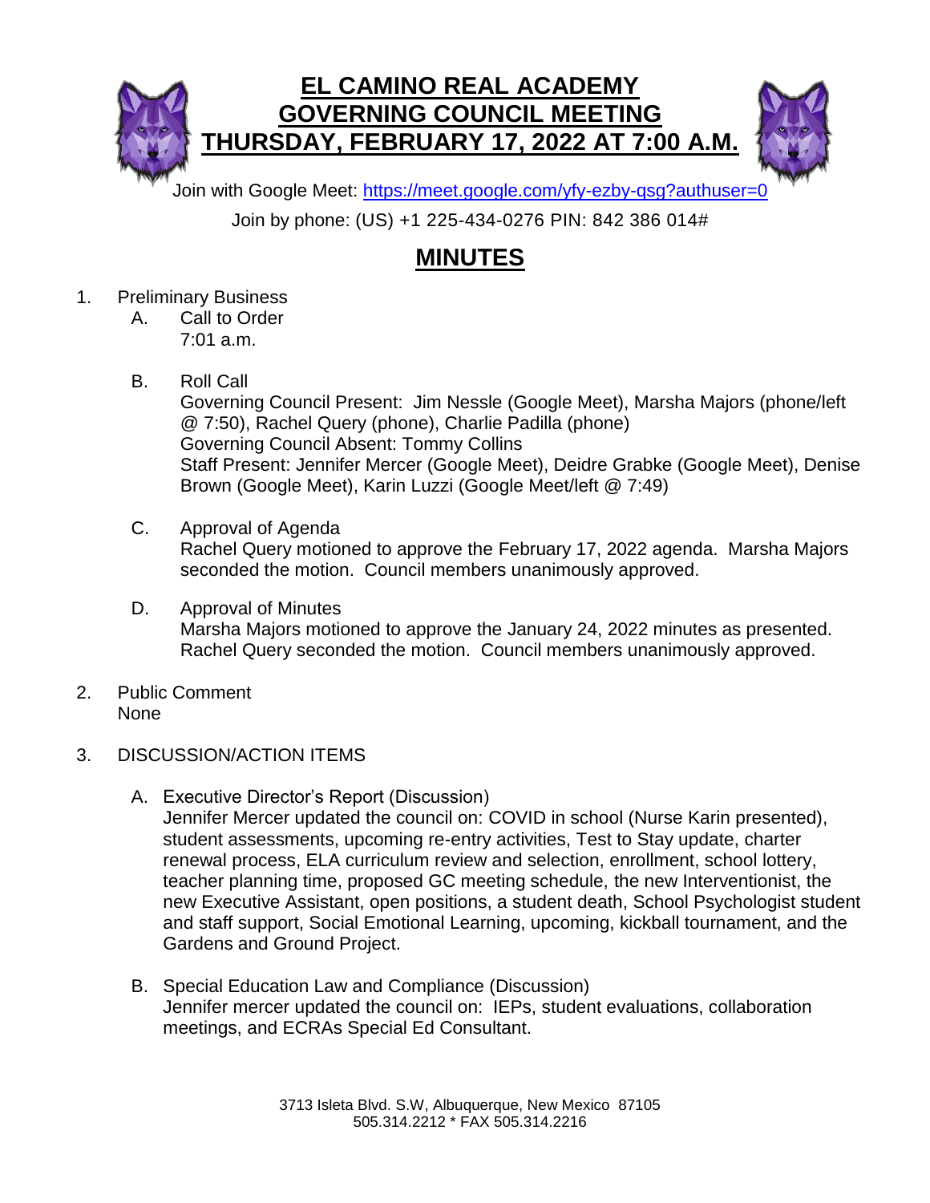# EL CAMINO REAL ACADEMY
# GOVERNING COUNCIL MEETING
# THURSDAY, FEBRUARY 17, 2022 AT 7:00 A.M.

Join with Google Meet: https://meet.google.com/yfy-ezby-qsg?authuser=0

Join by phone: (US) +1 225-434-0276 PIN: 842 386 014#

## MINUTES

1. Preliminary Business
   A. Call to Order
      7:01 a.m.

   B. Roll Call
      Governing Council Present: Jim Nessle (Google Meet), Marsha Majors (phone/left @ 7:50), Rachel Query (phone), Charlie Padilla (phone)
      Governing Council Absent: Tommy Collins
      Staff Present: Jennifer Mercer (Google Meet), Deidre Grabke (Google Meet), Denise Brown (Google Meet), Karin Luzzi (Google Meet/left @ 7:49)

   C. Approval of Agenda
      Rachel Query motioned to approve the February 17, 2022 agenda. Marsha Majors seconded the motion. Council members unanimously approved.

   D. Approval of Minutes
      Marsha Majors motioned to approve the January 24, 2022 minutes as presented. Rachel Query seconded the motion. Council members unanimously approved.

2. Public Comment
   None

3. DISCUSSION/ACTION ITEMS

   A. Executive Director's Report (Discussion)
      Jennifer Mercer updated the council on: COVID in school (Nurse Karin presented), student assessments, upcoming re-entry activities, Test to Stay update, charter renewal process, ELA curriculum review and selection, enrollment, school lottery, teacher planning time, proposed GC meeting schedule, the new Interventionist, the new Executive Assistant, open positions, a student death, School Psychologist student and staff support, Social Emotional Learning, upcoming, kickball tournament, and the Gardens and Ground Project.

   B. Special Education Law and Compliance (Discussion)
      Jennifer mercer updated the council on: IEPs, student evaluations, collaboration meetings, and ECRAs Special Ed Consultant.

3713 Isleta Blvd. S.W, Albuquerque, New Mexico 87105
505.314.2212 * FAX 505.314.2216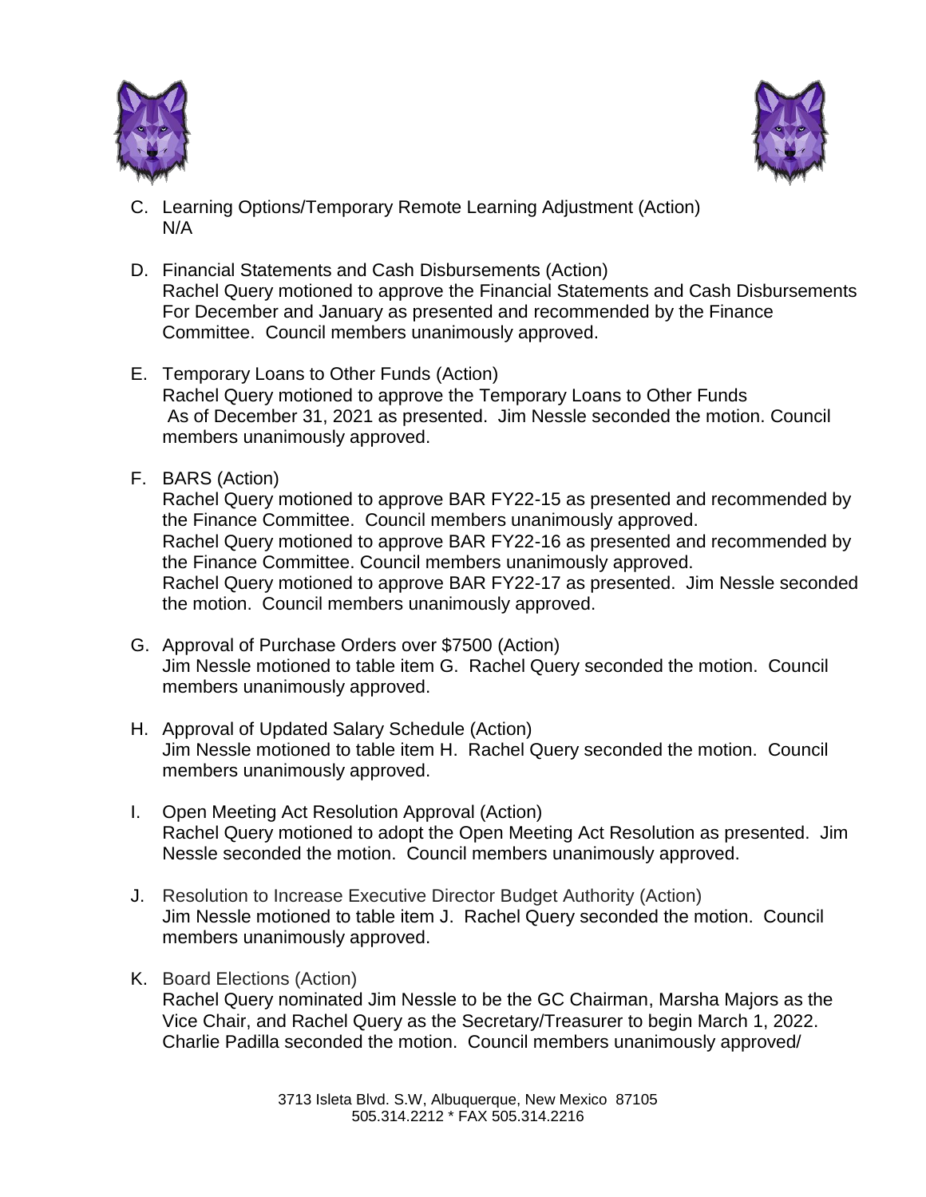C. Learning Options/Temporary Remote Learning Adjustment (Action)
   N/A

D. Financial Statements and Cash Disbursements (Action)
   Rachel Query motioned to approve the Financial Statements and Cash Disbursements For December and January as presented and recommended by the Finance Committee. Council members unanimously approved.

E. Temporary Loans to Other Funds (Action)
   Rachel Query motioned to approve the Temporary Loans to Other Funds As of December 31, 2021 as presented. Jim Nessle seconded the motion. Council members unanimously approved.

F. BARS (Action)
   Rachel Query motioned to approve BAR FY22-15 as presented and recommended by the Finance Committee. Council members unanimously approved.
   Rachel Query motioned to approve BAR FY22-16 as presented and recommended by the Finance Committee. Council members unanimously approved.
   Rachel Query motioned to approve BAR FY22-17 as presented. Jim Nessle seconded the motion. Council members unanimously approved.

G. Approval of Purchase Orders over $7500 (Action)
   Jim Nessle motioned to table item G. Rachel Query seconded the motion. Council members unanimously approved.

H. Approval of Updated Salary Schedule (Action)
   Jim Nessle motioned to table item H. Rachel Query seconded the motion. Council members unanimously approved.

I. Open Meeting Act Resolution Approval (Action)
   Rachel Query motioned to adopt the Open Meeting Act Resolution as presented. Jim Nessle seconded the motion. Council members unanimously approved.

J. Resolution to Increase Executive Director Budget Authority (Action)
   Jim Nessle motioned to table item J. Rachel Query seconded the motion. Council members unanimously approved.

K. Board Elections (Action)
   Rachel Query nominated Jim Nessle to be the GC Chairman, Marsha Majors as the Vice Chair, and Rachel Query as the Secretary/Treasurer to begin March 1, 2022. Charlie Padilla seconded the motion. Council members unanimously approved/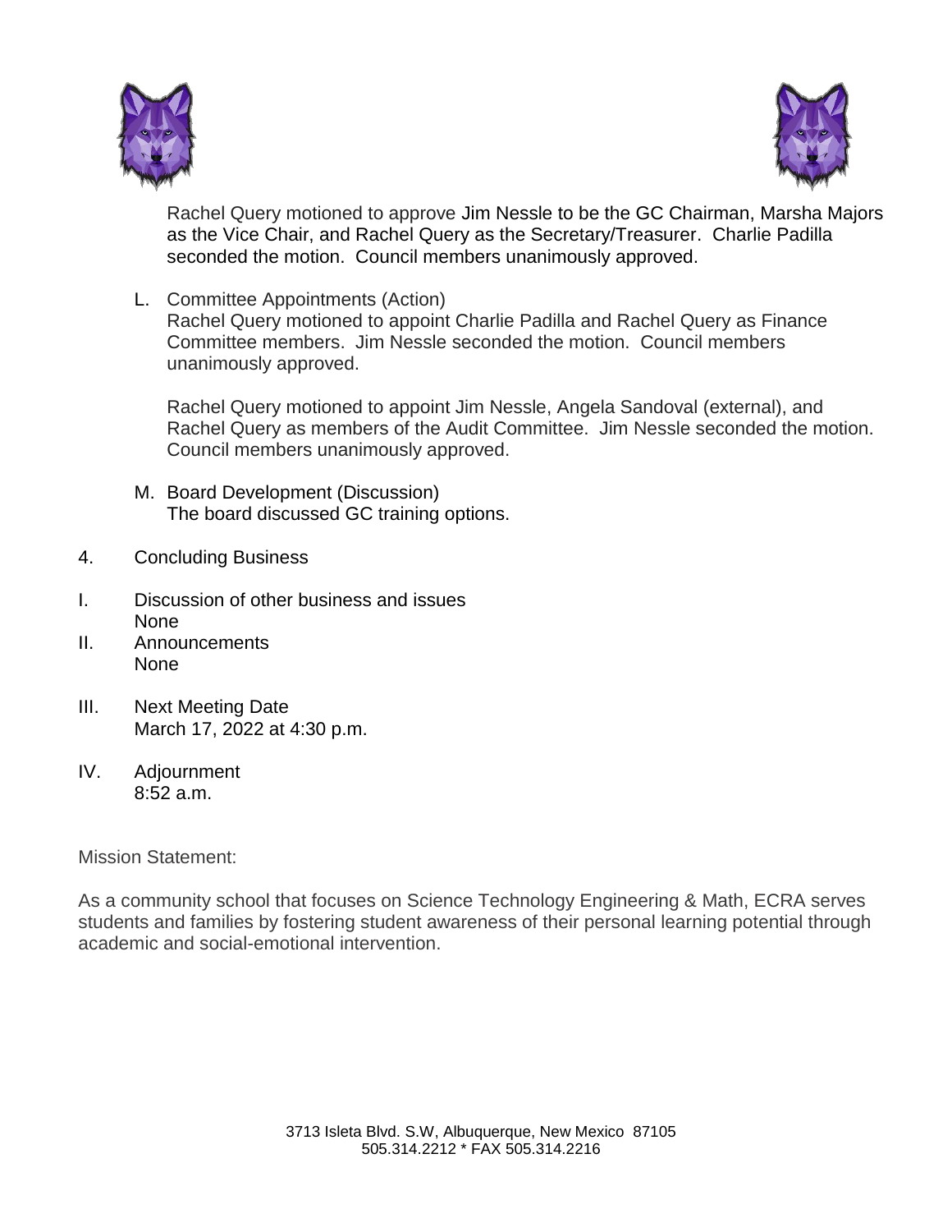Rachel Query motioned to approve Jim Nessle to be the GC Chairman, Marsha Majors as the Vice Chair, and Rachel Query as the Secretary/Treasurer. Charlie Padilla seconded the motion. Council members unanimously approved.

L. Committee Appointments (Action)
Rachel Query motioned to appoint Charlie Padilla and Rachel Query as Finance Committee members. Jim Nessle seconded the motion. Council members unanimously approved.

Rachel Query motioned to appoint Jim Nessle, Angela Sandoval (external), and Rachel Query as members of the Audit Committee. Jim Nessle seconded the motion. Council members unanimously approved.

M. Board Development (Discussion)
The board discussed GC training options.

4. Concluding Business

I. Discussion of other business and issues
None

II. Announcements
None

III. Next Meeting Date
March 17, 2022 at 4:30 p.m.

IV. Adjournment
8:52 a.m.

Mission Statement:

As a community school that focuses on Science Technology Engineering & Math, ECRA serves students and families by fostering student awareness of their personal learning potential through academic and social-emotional intervention.

3713 Isleta Blvd. S.W, Albuquerque, New Mexico 87105
505.314.2212 * FAX 505.314.2216